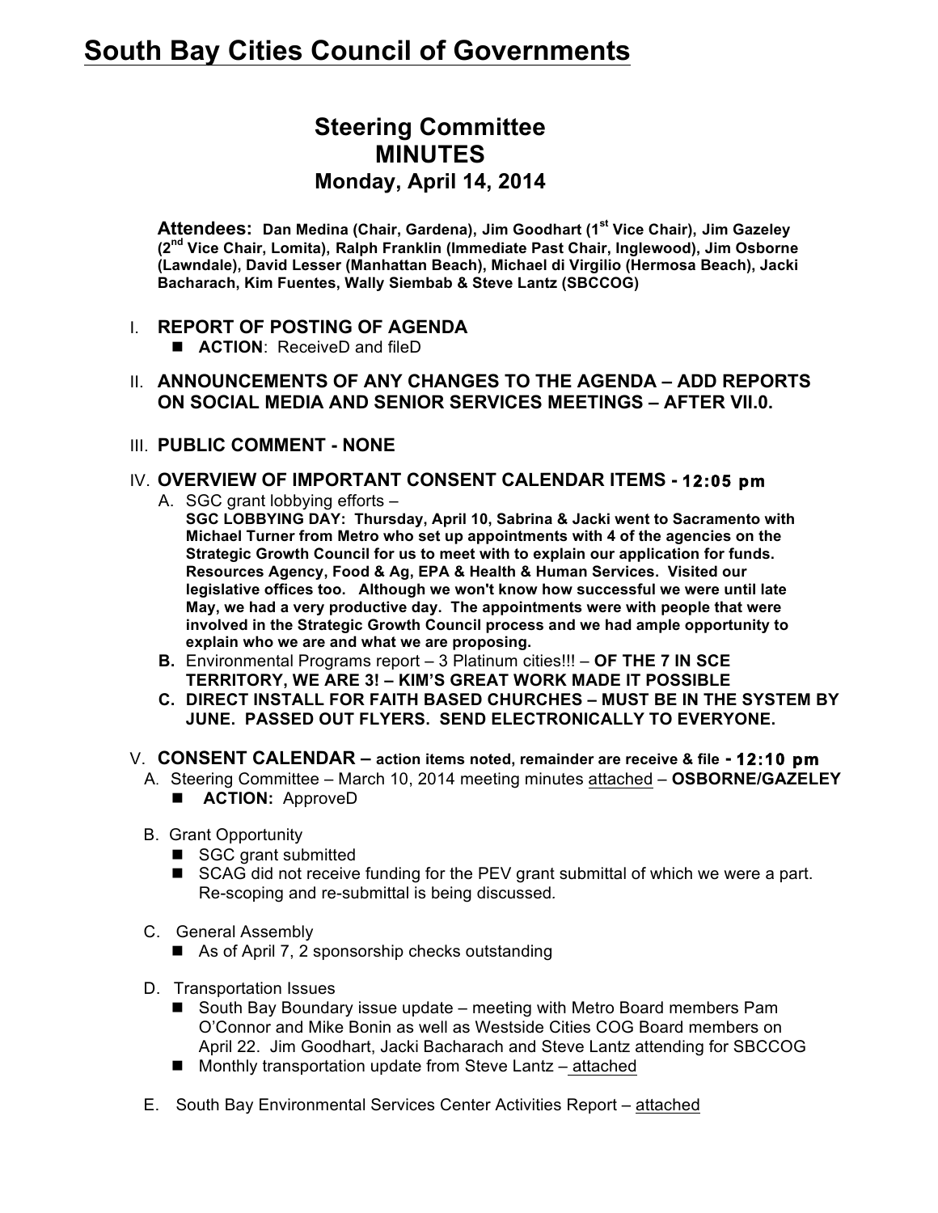# South Bay Cities Council of Governments

## Steering Committee
## MINUTES
### Monday, April 14, 2014

**Attendees: Dan Medina (Chair, Gardena), Jim Goodhart (1st Vice Chair), Jim Gazeley (2nd Vice Chair, Lomita), Ralph Franklin (Immediate Past Chair, Inglewood), Jim Osborne (Lawndale), David Lesser (Manhattan Beach), Michael di Virgilio (Hermosa Beach), Jacki Bacharach, Kim Fuentes, Wally Siembab & Steve Lantz (SBCCOG)**

I. **REPORT OF POSTING OF AGENDA**
   - **ACTION**: ReceiveD and fileD

II. **ANNOUNCEMENTS OF ANY CHANGES TO THE AGENDA – ADD REPORTS ON SOCIAL MEDIA AND SENIOR SERVICES MEETINGS – AFTER VII.0.**

III. **PUBLIC COMMENT - NONE**

IV. **OVERVIEW OF IMPORTANT CONSENT CALENDAR ITEMS - 12:05 pm**
   A. SGC grant lobbying efforts –
   **SGC LOBBYING DAY: Thursday, April 10, Sabrina & Jacki went to Sacramento with Michael Turner from Metro who set up appointments with 4 of the agencies on the Strategic Growth Council for us to meet with to explain our application for funds. Resources Agency, Food & Ag, EPA & Health & Human Services. Visited our legislative offices too. Although we won't know how successful we were until late May, we had a very productive day. The appointments were with people that were involved in the Strategic Growth Council process and we had ample opportunity to explain who we are and what we are proposing.**
   **B.** Environmental Programs report – 3 Platinum cities!!! – **OF THE 7 IN SCE TERRITORY, WE ARE 3! – KIM'S GREAT WORK MADE IT POSSIBLE**
   **C. DIRECT INSTALL FOR FAITH BASED CHURCHES – MUST BE IN THE SYSTEM BY JUNE. PASSED OUT FLYERS. SEND ELECTRONICALLY TO EVERYONE.**

V. **CONSENT CALENDAR – action items noted, remainder are receive & file - 12:10 pm**
   A. Steering Committee – March 10, 2014 meeting minutes attached – **OSBORNE/GAZELEY**
      - **ACTION:** ApproveD

   B. Grant Opportunity
      - SGC grant submitted
      - SCAG did not receive funding for the PEV grant submittal of which we were a part. Re-scoping and re-submittal is being discussed.

   C. General Assembly
      - As of April 7, 2 sponsorship checks outstanding

   D. Transportation Issues
      - South Bay Boundary issue update – meeting with Metro Board members Pam O'Connor and Mike Bonin as well as Westside Cities COG Board members on April 22. Jim Goodhart, Jacki Bacharach and Steve Lantz attending for SBCCOG
      - Monthly transportation update from Steve Lantz – attached

   E. South Bay Environmental Services Center Activities Report – attached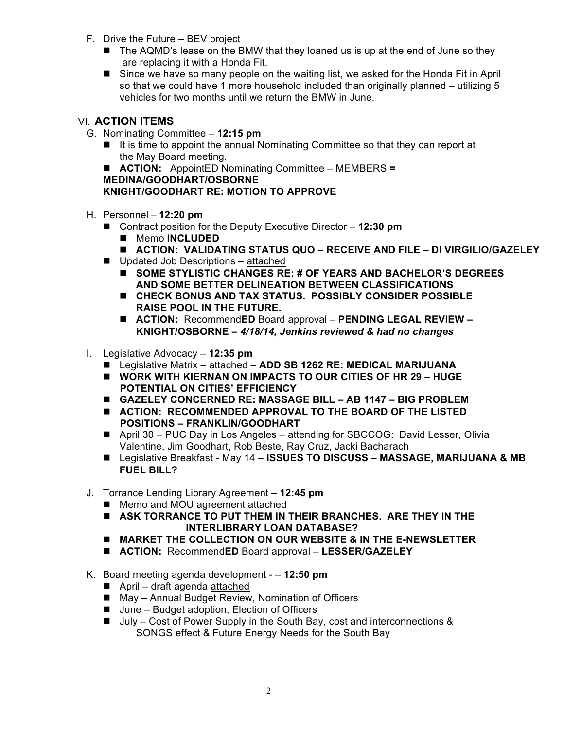F. Drive the Future – BEV project
   - The AQMD's lease on the BMW that they loaned us is up at the end of June so they are replacing it with a Honda Fit.
   - Since we have so many people on the waiting list, we asked for the Honda Fit in April so that we could have 1 more household included than originally planned – utilizing 5 vehicles for two months until we return the BMW in June.

## VI. ACTION ITEMS

G. Nominating Committee – **12:15 pm**
   - It is time to appoint the annual Nominating Committee so that they can report at the May Board meeting.
   - **ACTION:** AppointED Nominating Committee – MEMBERS **= MEDINA/GOODHART/OSBORNE KNIGHT/GOODHART RE: MOTION TO APPROVE**

H. Personnel – **12:20 pm**
   - Contract position for the Deputy Executive Director – **12:30 pm**
     - Memo **INCLUDED**
     - **ACTION: VALIDATING STATUS QUO – RECEIVE AND FILE – DI VIRGILIO/GAZELEY**
   - Updated Job Descriptions – attached
     - **SOME STYLISTIC CHANGES RE: # OF YEARS AND BACHELOR'S DEGREES AND SOME BETTER DELINEATION BETWEEN CLASSIFICATIONS**
     - **CHECK BONUS AND TAX STATUS. POSSIBLY CONSIDER POSSIBLE RAISE POOL IN THE FUTURE.**
     - **ACTION:** Recommend**ED** Board approval – **PENDING LEGAL REVIEW – KNIGHT/OSBORNE –** ***4/18/14, Jenkins reviewed & had no changes***

I. Legislative Advocacy – **12:35 pm**
   - Legislative Matrix – attached **– ADD SB 1262 RE: MEDICAL MARIJUANA**
   - **WORK WITH KIERNAN ON IMPACTS TO OUR CITIES OF HR 29 – HUGE POTENTIAL ON CITIES' EFFICIENCY**
   - **GAZELEY CONCERNED RE: MASSAGE BILL – AB 1147 – BIG PROBLEM**
   - **ACTION: RECOMMENDED APPROVAL TO THE BOARD OF THE LISTED POSITIONS – FRANKLIN/GOODHART**
   - April 30 – PUC Day in Los Angeles – attending for SBCCOG: David Lesser, Olivia Valentine, Jim Goodhart, Rob Beste, Ray Cruz, Jacki Bacharach
   - Legislative Breakfast - May 14 – **ISSUES TO DISCUSS – MASSAGE, MARIJUANA & MB FUEL BILL?**

J. Torrance Lending Library Agreement – **12:45 pm**
   - Memo and MOU agreement attached
   - **ASK TORRANCE TO PUT THEM IN THEIR BRANCHES. ARE THEY IN THE INTERLIBRARY LOAN DATABASE?**
   - **MARKET THE COLLECTION ON OUR WEBSITE & IN THE E-NEWSLETTER**
   - **ACTION:** Recommend**ED** Board approval – **LESSER/GAZELEY**

K. Board meeting agenda development - – **12:50 pm**
   - April – draft agenda attached
   - May – Annual Budget Review, Nomination of Officers
   - June – Budget adoption, Election of Officers
   - July – Cost of Power Supply in the South Bay, cost and interconnections & SONGS effect & Future Energy Needs for the South Bay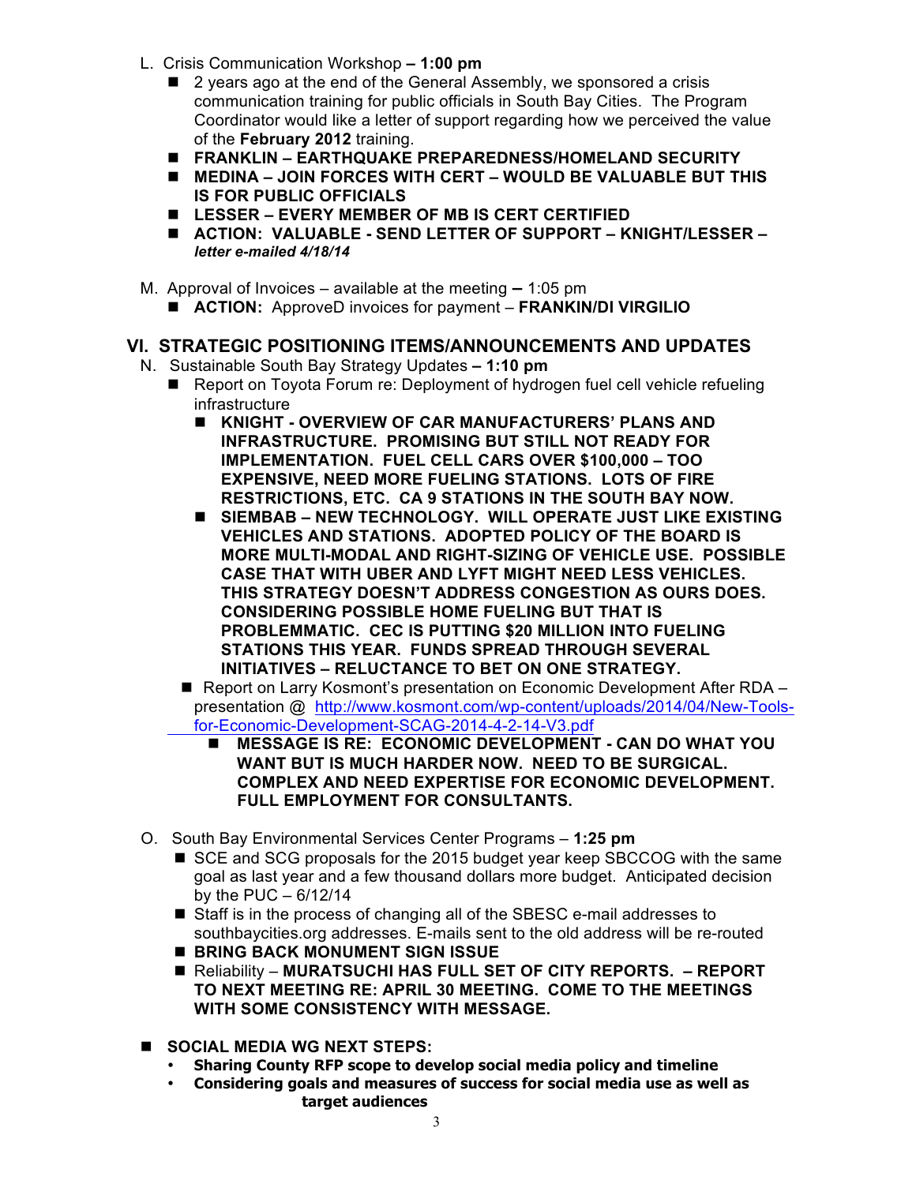L. Crisis Communication Workshop **– 1:00 pm**

- 2 years ago at the end of the General Assembly, we sponsored a crisis communication training for public officials in South Bay Cities. The Program Coordinator would like a letter of support regarding how we perceived the value of the **February 2012** training.
- **FRANKLIN – EARTHQUAKE PREPAREDNESS/HOMELAND SECURITY**
- **MEDINA – JOIN FORCES WITH CERT – WOULD BE VALUABLE BUT THIS IS FOR PUBLIC OFFICIALS**
- **LESSER – EVERY MEMBER OF MB IS CERT CERTIFIED**
- **ACTION: VALUABLE - SEND LETTER OF SUPPORT – KNIGHT/LESSER –** ***letter e-mailed 4/18/14***

M. Approval of Invoices – available at the meeting **–** 1:05 pm

- **ACTION:** ApproveD invoices for payment – **FRANKIN/DI VIRGILIO**

## VI. STRATEGIC POSITIONING ITEMS/ANNOUNCEMENTS AND UPDATES

N. Sustainable South Bay Strategy Updates **– 1:10 pm**

- Report on Toyota Forum re: Deployment of hydrogen fuel cell vehicle refueling infrastructure
  - **KNIGHT - OVERVIEW OF CAR MANUFACTURERS' PLANS AND INFRASTRUCTURE. PROMISING BUT STILL NOT READY FOR IMPLEMENTATION. FUEL CELL CARS OVER $100,000 – TOO EXPENSIVE, NEED MORE FUELING STATIONS. LOTS OF FIRE RESTRICTIONS, ETC. CA 9 STATIONS IN THE SOUTH BAY NOW.**
  - **SIEMBAB – NEW TECHNOLOGY. WILL OPERATE JUST LIKE EXISTING VEHICLES AND STATIONS. ADOPTED POLICY OF THE BOARD IS MORE MULTI-MODAL AND RIGHT-SIZING OF VEHICLE USE. POSSIBLE CASE THAT WITH UBER AND LYFT MIGHT NEED LESS VEHICLES. THIS STRATEGY DOESN'T ADDRESS CONGESTION AS OURS DOES. CONSIDERING POSSIBLE HOME FUELING BUT THAT IS PROBLEMMATIC. CEC IS PUTTING $20 MILLION INTO FUELING STATIONS THIS YEAR. FUNDS SPREAD THROUGH SEVERAL INITIATIVES – RELUCTANCE TO BET ON ONE STRATEGY.**
- Report on Larry Kosmont's presentation on Economic Development After RDA – presentation @ http://www.kosmont.com/wp-content/uploads/2014/04/New-Tools-for-Economic-Development-SCAG-2014-4-2-14-V3.pdf
  - **MESSAGE IS RE: ECONOMIC DEVELOPMENT - CAN DO WHAT YOU WANT BUT IS MUCH HARDER NOW. NEED TO BE SURGICAL. COMPLEX AND NEED EXPERTISE FOR ECONOMIC DEVELOPMENT. FULL EMPLOYMENT FOR CONSULTANTS.**

O. South Bay Environmental Services Center Programs – **1:25 pm**

- SCE and SCG proposals for the 2015 budget year keep SBCCOG with the same goal as last year and a few thousand dollars more budget. Anticipated decision by the PUC – 6/12/14
- Staff is in the process of changing all of the SBESC e-mail addresses to southbaycities.org addresses. E-mails sent to the old address will be re-routed
- **BRING BACK MONUMENT SIGN ISSUE**
- Reliability – **MURATSUCHI HAS FULL SET OF CITY REPORTS. – REPORT TO NEXT MEETING RE: APRIL 30 MEETING. COME TO THE MEETINGS WITH SOME CONSISTENCY WITH MESSAGE.**

- **SOCIAL MEDIA WG NEXT STEPS:**
  - **Sharing County RFP scope to develop social media policy and timeline**
  - **Considering goals and measures of success for social media use as well as target audiences**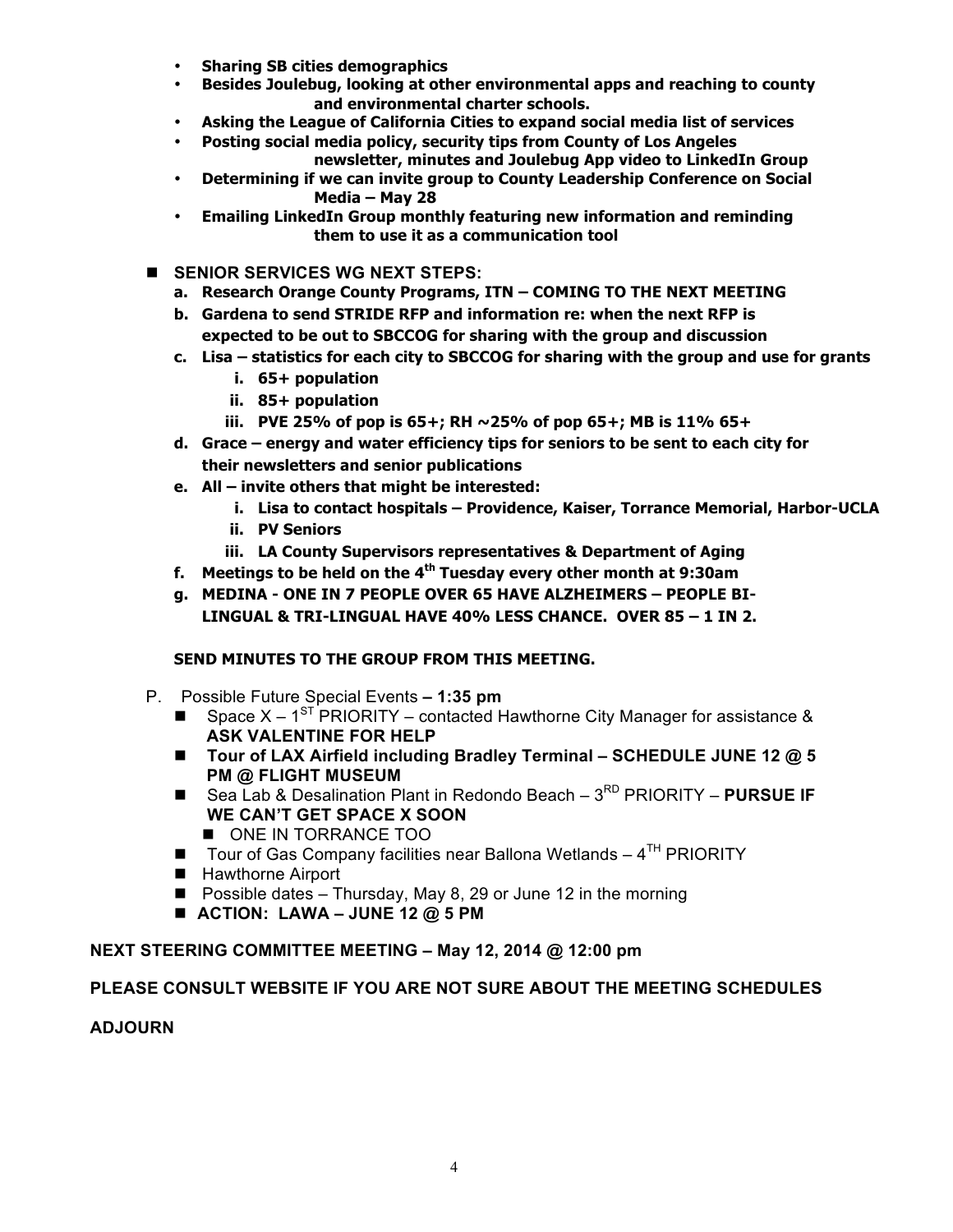- **Sharing SB cities demographics**
- **Besides Joulebug, looking at other environmental apps and reaching to county and environmental charter schools.**
- **Asking the League of California Cities to expand social media list of services**
- **Posting social media policy, security tips from County of Los Angeles newsletter, minutes and Joulebug App video to LinkedIn Group**
- **Determining if we can invite group to County Leadership Conference on Social Media – May 28**
- **Emailing LinkedIn Group monthly featuring new information and reminding them to use it as a communication tool**

- **SENIOR SERVICES WG NEXT STEPS:**
  - **a. Research Orange County Programs, ITN – COMING TO THE NEXT MEETING**
  - **b. Gardena to send STRIDE RFP and information re: when the next RFP is expected to be out to SBCCOG for sharing with the group and discussion**
  - **c. Lisa – statistics for each city to SBCCOG for sharing with the group and use for grants**
    - **i. 65+ population**
    - **ii. 85+ population**
    - **iii. PVE 25% of pop is 65+; RH ~25% of pop 65+; MB is 11% 65+**
  - **d. Grace – energy and water efficiency tips for seniors to be sent to each city for their newsletters and senior publications**
  - **e. All – invite others that might be interested:**
    - **i. Lisa to contact hospitals – Providence, Kaiser, Torrance Memorial, Harbor-UCLA**
    - **ii. PV Seniors**
    - **iii. LA County Supervisors representatives & Department of Aging**
  - **f. Meetings to be held on the 4th Tuesday every other month at 9:30am**
  - **g. MEDINA - ONE IN 7 PEOPLE OVER 65 HAVE ALZHEIMERS – PEOPLE BI-LINGUAL & TRI-LINGUAL HAVE 40% LESS CHANCE. OVER 85 – 1 IN 2.**

  **SEND MINUTES TO THE GROUP FROM THIS MEETING.**

P. Possible Future Special Events **– 1:35 pm**
- Space X – 1ST PRIORITY – contacted Hawthorne City Manager for assistance & **ASK VALENTINE FOR HELP**
- **Tour of LAX Airfield including Bradley Terminal – SCHEDULE JUNE 12 @ 5 PM @ FLIGHT MUSEUM**
- Sea Lab & Desalination Plant in Redondo Beach – 3RD PRIORITY – **PURSUE IF WE CAN'T GET SPACE X SOON**
  - ONE IN TORRANCE TOO
- Tour of Gas Company facilities near Ballona Wetlands – 4TH PRIORITY
- Hawthorne Airport
- Possible dates – Thursday, May 8, 29 or June 12 in the morning
- **ACTION: LAWA – JUNE 12 @ 5 PM**

**NEXT STEERING COMMITTEE MEETING – May 12, 2014 @ 12:00 pm**

**PLEASE CONSULT WEBSITE IF YOU ARE NOT SURE ABOUT THE MEETING SCHEDULES**

**ADJOURN**